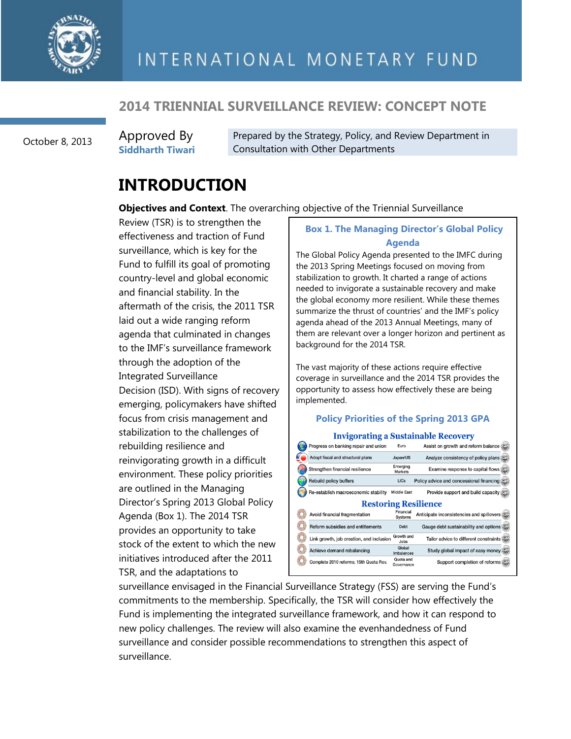# 2014 TRIENNIAL SURVEILLANCE REVIEW: CONCEPT NOTE

October 8, 2013

Approved By
**Siddharth Tiwari**

Prepared by the Strategy, Policy, and Review Department in Consultation with Other Departments

## INTRODUCTION

**Objectives and Context**. The overarching objective of the Triennial Surveillance Review (TSR) is to strengthen the effectiveness and traction of Fund surveillance, which is key for the Fund to fulfill its goal of promoting country-level and global economic and financial stability. In the aftermath of the crisis, the 2011 TSR laid out a wide ranging reform agenda that culminated in changes to the IMF's surveillance framework through the adoption of the Integrated Surveillance Decision (ISD). With signs of recovery emerging, policymakers have shifted focus from crisis management and stabilization to the challenges of rebuilding resilience and reinvigorating growth in a difficult environment. These policy priorities are outlined in the Managing Director's Spring 2013 Global Policy Agenda (Box 1). The 2014 TSR provides an opportunity to take stock of the extent to which the new initiatives introduced after the 2011 TSR, and the adaptations to surveillance envisaged in the Financial Surveillance Strategy (FSS) are serving the Fund's commitments to the membership. Specifically, the TSR will consider how effectively the Fund is implementing the integrated surveillance framework, and how it can respond to new policy challenges. The review will also examine the evenhandedness of Fund surveillance and consider possible recommendations to strengthen this aspect of surveillance.

### Box 1. The Managing Director's Global Policy Agenda

The Global Policy Agenda presented to the IMFC during the 2013 Spring Meetings focused on moving from stabilization to growth. It charted a range of actions needed to invigorate a sustainable recovery and make the global economy more resilient. While these themes summarize the thrust of countries' and the IMF's policy agenda ahead of the 2013 Annual Meetings, many of them are relevant over a longer horizon and pertinent as background for the 2014 TSR.

The vast majority of these actions require effective coverage in surveillance and the 2014 TSR provides the opportunity to assess how effectively these are being implemented.

**Policy Priorities of the Spring 2013 GPA**

**Invigorating a Sustainable Recovery**

| | | |
|---|---|---|
| Progress on banking repair and union | Euro | Assist on growth and reform balance |
| Adopt fiscal and structural plans | Japan/US | Analyze consistency of policy plans |
| Strengthen financial resilience | Emerging Markets | Examine response to capital flows |
| Rebuild policy buffers | LICs | Policy advice and concessional financing |
| Re-establish macroeconomic stability | Middle East | Provide support and build capacity |

**Restoring Resilience**

| | | |
|---|---|---|
| Avoid financial fragmentation | Financial Systems | Anticipate inconsistencies and spillovers |
| Reform subsidies and entitlements | Debt | Gauge debt sustainability and options |
| Link growth, job creation, and inclusion | Growth and Jobs | Tailor advice to different constraints |
| Achieve demand rebalancing | Global Imbalances | Study global impact of easy money |
| Complete 2010 reforms; 15th Quota Rev. | Quota and Governance | Support completion of reforms |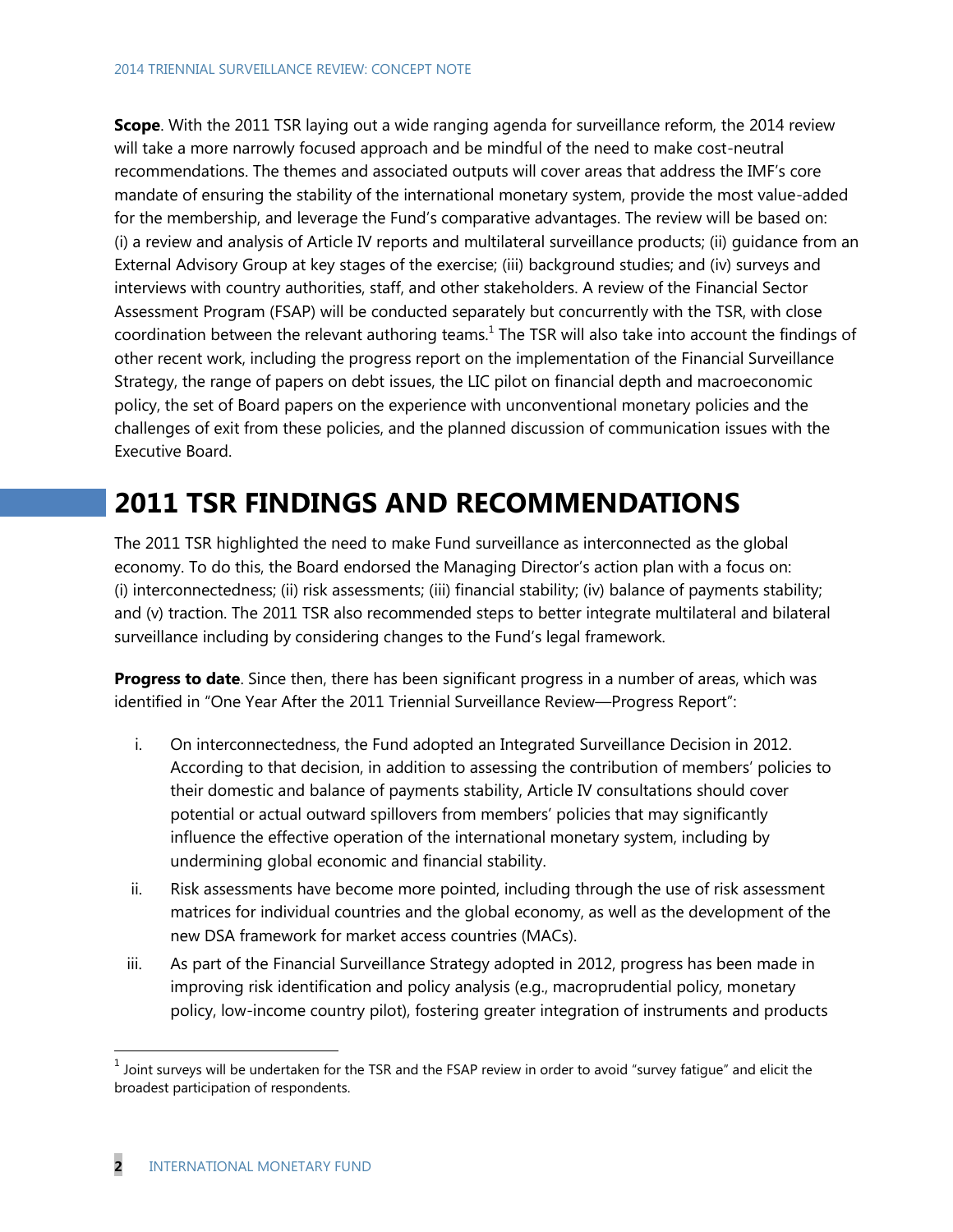**Scope**. With the 2011 TSR laying out a wide ranging agenda for surveillance reform, the 2014 review will take a more narrowly focused approach and be mindful of the need to make cost-neutral recommendations. The themes and associated outputs will cover areas that address the IMF's core mandate of ensuring the stability of the international monetary system, provide the most value-added for the membership, and leverage the Fund's comparative advantages. The review will be based on: (i) a review and analysis of Article IV reports and multilateral surveillance products; (ii) guidance from an External Advisory Group at key stages of the exercise; (iii) background studies; and (iv) surveys and interviews with country authorities, staff, and other stakeholders. A review of the Financial Sector Assessment Program (FSAP) will be conducted separately but concurrently with the TSR, with close coordination between the relevant authoring teams.[1] The TSR will also take into account the findings of other recent work, including the progress report on the implementation of the Financial Surveillance Strategy, the range of papers on debt issues, the LIC pilot on financial depth and macroeconomic policy, the set of Board papers on the experience with unconventional monetary policies and the challenges of exit from these policies, and the planned discussion of communication issues with the Executive Board.

# 2011 TSR FINDINGS AND RECOMMENDATIONS

The 2011 TSR highlighted the need to make Fund surveillance as interconnected as the global economy. To do this, the Board endorsed the Managing Director's action plan with a focus on: (i) interconnectedness; (ii) risk assessments; (iii) financial stability; (iv) balance of payments stability; and (v) traction. The 2011 TSR also recommended steps to better integrate multilateral and bilateral surveillance including by considering changes to the Fund's legal framework.

**Progress to date**. Since then, there has been significant progress in a number of areas, which was identified in "One Year After the 2011 Triennial Surveillance Review—Progress Report":

i. On interconnectedness, the Fund adopted an Integrated Surveillance Decision in 2012. According to that decision, in addition to assessing the contribution of members' policies to their domestic and balance of payments stability, Article IV consultations should cover potential or actual outward spillovers from members' policies that may significantly influence the effective operation of the international monetary system, including by undermining global economic and financial stability.

ii. Risk assessments have become more pointed, including through the use of risk assessment matrices for individual countries and the global economy, as well as the development of the new DSA framework for market access countries (MACs).

iii. As part of the Financial Surveillance Strategy adopted in 2012, progress has been made in improving risk identification and policy analysis (e.g., macroprudential policy, monetary policy, low-income country pilot), fostering greater integration of instruments and products

---

[1] Joint surveys will be undertaken for the TSR and the FSAP review in order to avoid "survey fatigue" and elicit the broadest participation of respondents.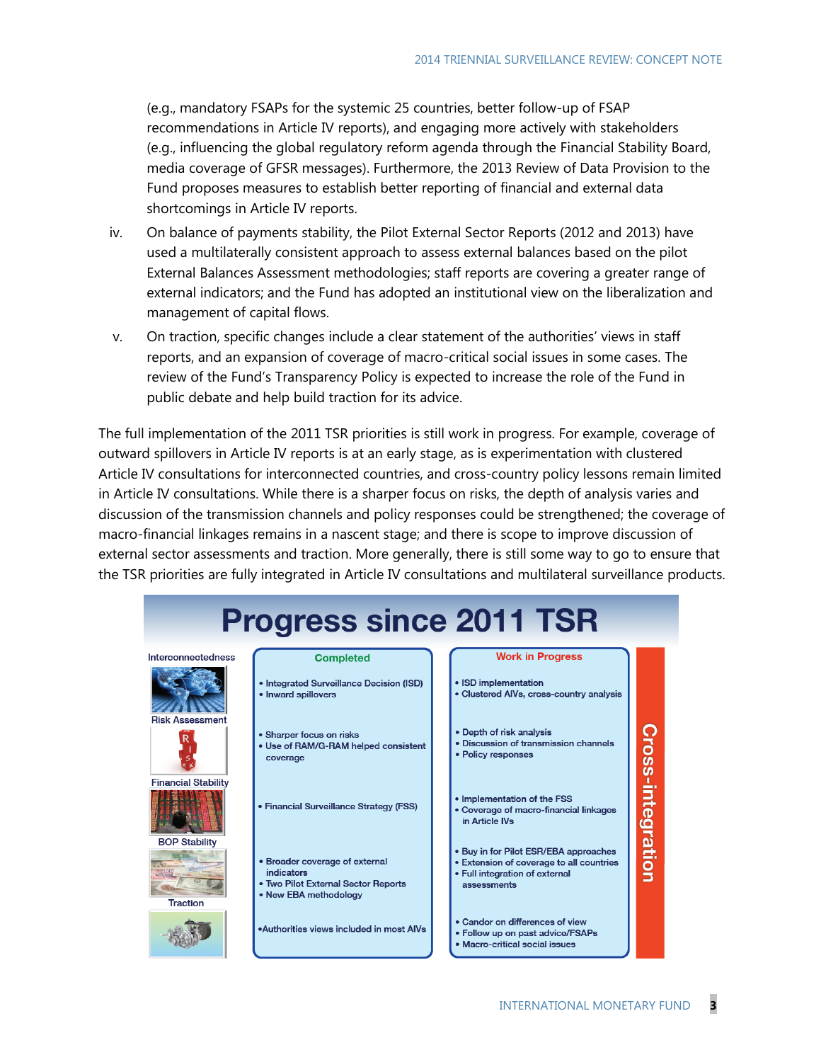(e.g., mandatory FSAPs for the systemic 25 countries, better follow-up of FSAP recommendations in Article IV reports), and engaging more actively with stakeholders (e.g., influencing the global regulatory reform agenda through the Financial Stability Board, media coverage of GFSR messages). Furthermore, the 2013 Review of Data Provision to the Fund proposes measures to establish better reporting of financial and external data shortcomings in Article IV reports.

iv. On balance of payments stability, the Pilot External Sector Reports (2012 and 2013) have used a multilaterally consistent approach to assess external balances based on the pilot External Balances Assessment methodologies; staff reports are covering a greater range of external indicators; and the Fund has adopted an institutional view on the liberalization and management of capital flows.

v. On traction, specific changes include a clear statement of the authorities' views in staff reports, and an expansion of coverage of macro-critical social issues in some cases. The review of the Fund's Transparency Policy is expected to increase the role of the Fund in public debate and help build traction for its advice.

The full implementation of the 2011 TSR priorities is still work in progress. For example, coverage of outward spillovers in Article IV reports is at an early stage, as is experimentation with clustered Article IV consultations for interconnected countries, and cross-country policy lessons remain limited in Article IV consultations. While there is a sharper focus on risks, the depth of analysis varies and discussion of the transmission channels and policy responses could be strengthened; the coverage of macro-financial linkages remains in a nascent stage; and there is scope to improve discussion of external sector assessments and traction. More generally, there is still some way to go to ensure that the TSR priorities are fully integrated in Article IV consultations and multilateral surveillance products.

## Progress since 2011 TSR

| | Completed | Work in Progress |
|---|---|---|
| Interconnectedness | • Integrated Surveillance Decision (ISD)<br>• Inward spillovers | • ISD implementation<br>• Clustered AIVs, cross-country analysis |
| Risk Assessment | • Sharper focus on risks<br>• Use of RAM/G-RAM helped consistent coverage | • Depth of risk analysis<br>• Discussion of transmission channels<br>• Policy responses |
| Financial Stability | • Financial Surveillance Strategy (FSS) | • Implementation of the FSS<br>• Coverage of macro-financial linkages in Article IVs |
| BOP Stability | • Broader coverage of external indicators<br>• Two Pilot External Sector Reports<br>• New EBA methodology | • Buy in for Pilot ESR/EBA approaches<br>• Extension of coverage to all countries<br>• Full integration of external assessments |
| Traction | • Authorities views included in most AIVs | • Candor on differences of view<br>• Follow up on past advice/FSAPs<br>• Macro-critical social issues |

Cross-integration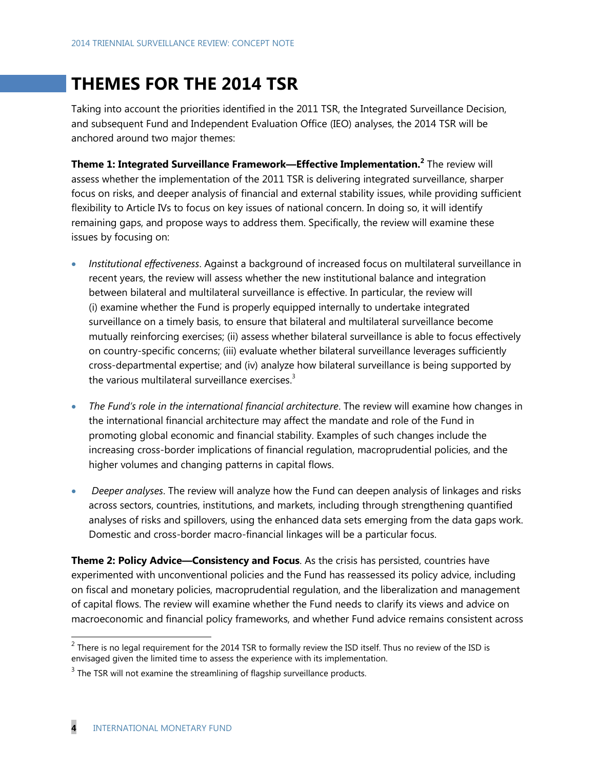# THEMES FOR THE 2014 TSR

Taking into account the priorities identified in the 2011 TSR, the Integrated Surveillance Decision, and subsequent Fund and Independent Evaluation Office (IEO) analyses, the 2014 TSR will be anchored around two major themes:

**Theme 1: Integrated Surveillance Framework—Effective Implementation.**[2] The review will assess whether the implementation of the 2011 TSR is delivering integrated surveillance, sharper focus on risks, and deeper analysis of financial and external stability issues, while providing sufficient flexibility to Article IVs to focus on key issues of national concern. In doing so, it will identify remaining gaps, and propose ways to address them. Specifically, the review will examine these issues by focusing on:

- *Institutional effectiveness*. Against a background of increased focus on multilateral surveillance in recent years, the review will assess whether the new institutional balance and integration between bilateral and multilateral surveillance is effective. In particular, the review will (i) examine whether the Fund is properly equipped internally to undertake integrated surveillance on a timely basis, to ensure that bilateral and multilateral surveillance become mutually reinforcing exercises; (ii) assess whether bilateral surveillance is able to focus effectively on country-specific concerns; (iii) evaluate whether bilateral surveillance leverages sufficiently cross-departmental expertise; and (iv) analyze how bilateral surveillance is being supported by the various multilateral surveillance exercises.[3]

- *The Fund's role in the international financial architecture*. The review will examine how changes in the international financial architecture may affect the mandate and role of the Fund in promoting global economic and financial stability. Examples of such changes include the increasing cross-border implications of financial regulation, macroprudential policies, and the higher volumes and changing patterns in capital flows.

- *Deeper analyses*. The review will analyze how the Fund can deepen analysis of linkages and risks across sectors, countries, institutions, and markets, including through strengthening quantified analyses of risks and spillovers, using the enhanced data sets emerging from the data gaps work. Domestic and cross-border macro-financial linkages will be a particular focus.

**Theme 2: Policy Advice—Consistency and Focus**. As the crisis has persisted, countries have experimented with unconventional policies and the Fund has reassessed its policy advice, including on fiscal and monetary policies, macroprudential regulation, and the liberalization and management of capital flows. The review will examine whether the Fund needs to clarify its views and advice on macroeconomic and financial policy frameworks, and whether Fund advice remains consistent across

---

[2] There is no legal requirement for the 2014 TSR to formally review the ISD itself. Thus no review of the ISD is envisaged given the limited time to assess the experience with its implementation.

[3] The TSR will not examine the streamlining of flagship surveillance products.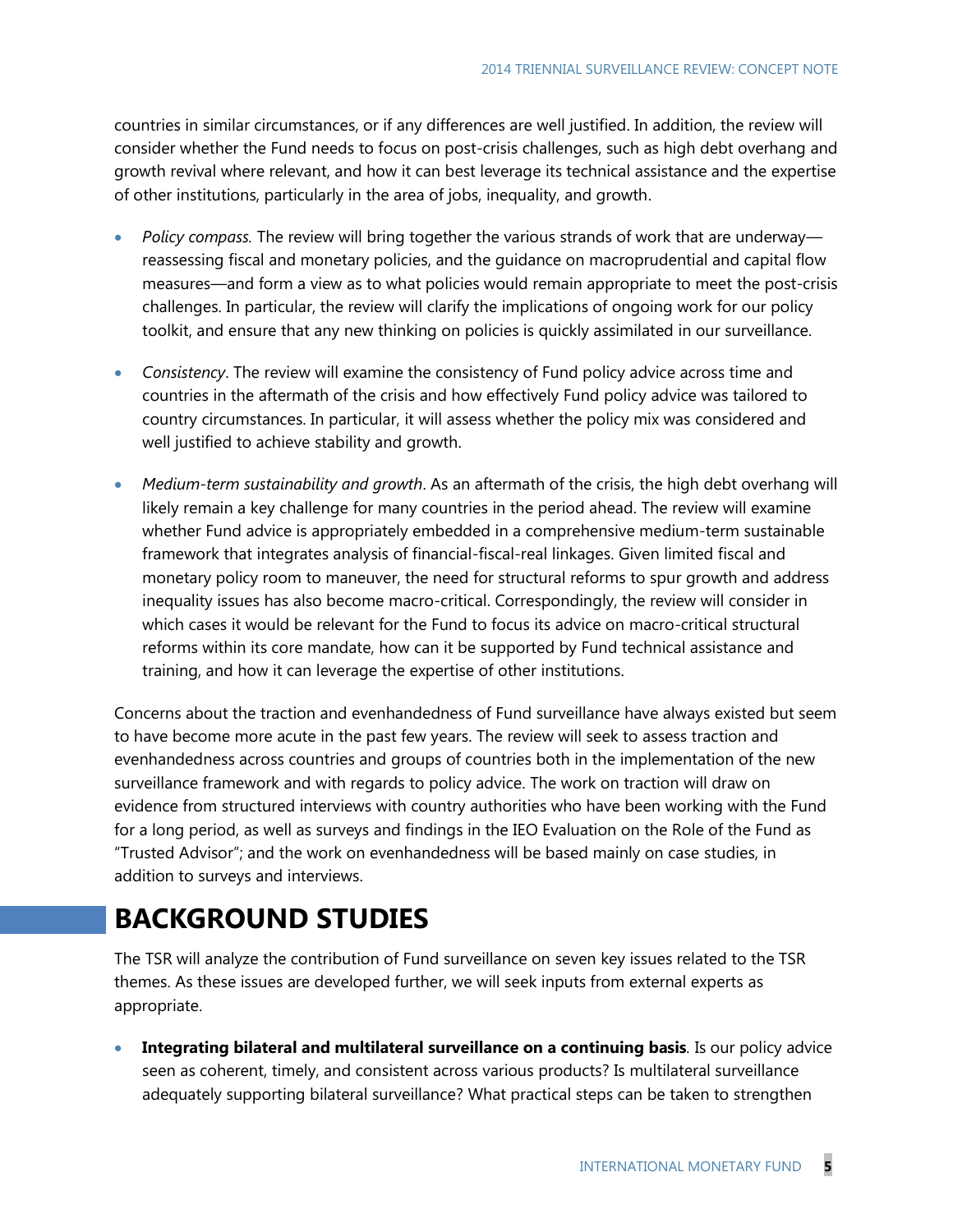countries in similar circumstances, or if any differences are well justified. In addition, the review will consider whether the Fund needs to focus on post-crisis challenges, such as high debt overhang and growth revival where relevant, and how it can best leverage its technical assistance and the expertise of other institutions, particularly in the area of jobs, inequality, and growth.

- *Policy compass.* The review will bring together the various strands of work that are underway—reassessing fiscal and monetary policies, and the guidance on macroprudential and capital flow measures—and form a view as to what policies would remain appropriate to meet the post-crisis challenges. In particular, the review will clarify the implications of ongoing work for our policy toolkit, and ensure that any new thinking on policies is quickly assimilated in our surveillance.

- *Consistency*. The review will examine the consistency of Fund policy advice across time and countries in the aftermath of the crisis and how effectively Fund policy advice was tailored to country circumstances. In particular, it will assess whether the policy mix was considered and well justified to achieve stability and growth.

- *Medium-term sustainability and growth*. As an aftermath of the crisis, the high debt overhang will likely remain a key challenge for many countries in the period ahead. The review will examine whether Fund advice is appropriately embedded in a comprehensive medium-term sustainable framework that integrates analysis of financial-fiscal-real linkages. Given limited fiscal and monetary policy room to maneuver, the need for structural reforms to spur growth and address inequality issues has also become macro-critical. Correspondingly, the review will consider in which cases it would be relevant for the Fund to focus its advice on macro-critical structural reforms within its core mandate, how can it be supported by Fund technical assistance and training, and how it can leverage the expertise of other institutions.

Concerns about the traction and evenhandedness of Fund surveillance have always existed but seem to have become more acute in the past few years. The review will seek to assess traction and evenhandedness across countries and groups of countries both in the implementation of the new surveillance framework and with regards to policy advice. The work on traction will draw on evidence from structured interviews with country authorities who have been working with the Fund for a long period, as well as surveys and findings in the IEO Evaluation on the Role of the Fund as "Trusted Advisor"; and the work on evenhandedness will be based mainly on case studies, in addition to surveys and interviews.

# BACKGROUND STUDIES

The TSR will analyze the contribution of Fund surveillance on seven key issues related to the TSR themes. As these issues are developed further, we will seek inputs from external experts as appropriate.

- **Integrating bilateral and multilateral surveillance on a continuing basis**. Is our policy advice seen as coherent, timely, and consistent across various products? Is multilateral surveillance adequately supporting bilateral surveillance? What practical steps can be taken to strengthen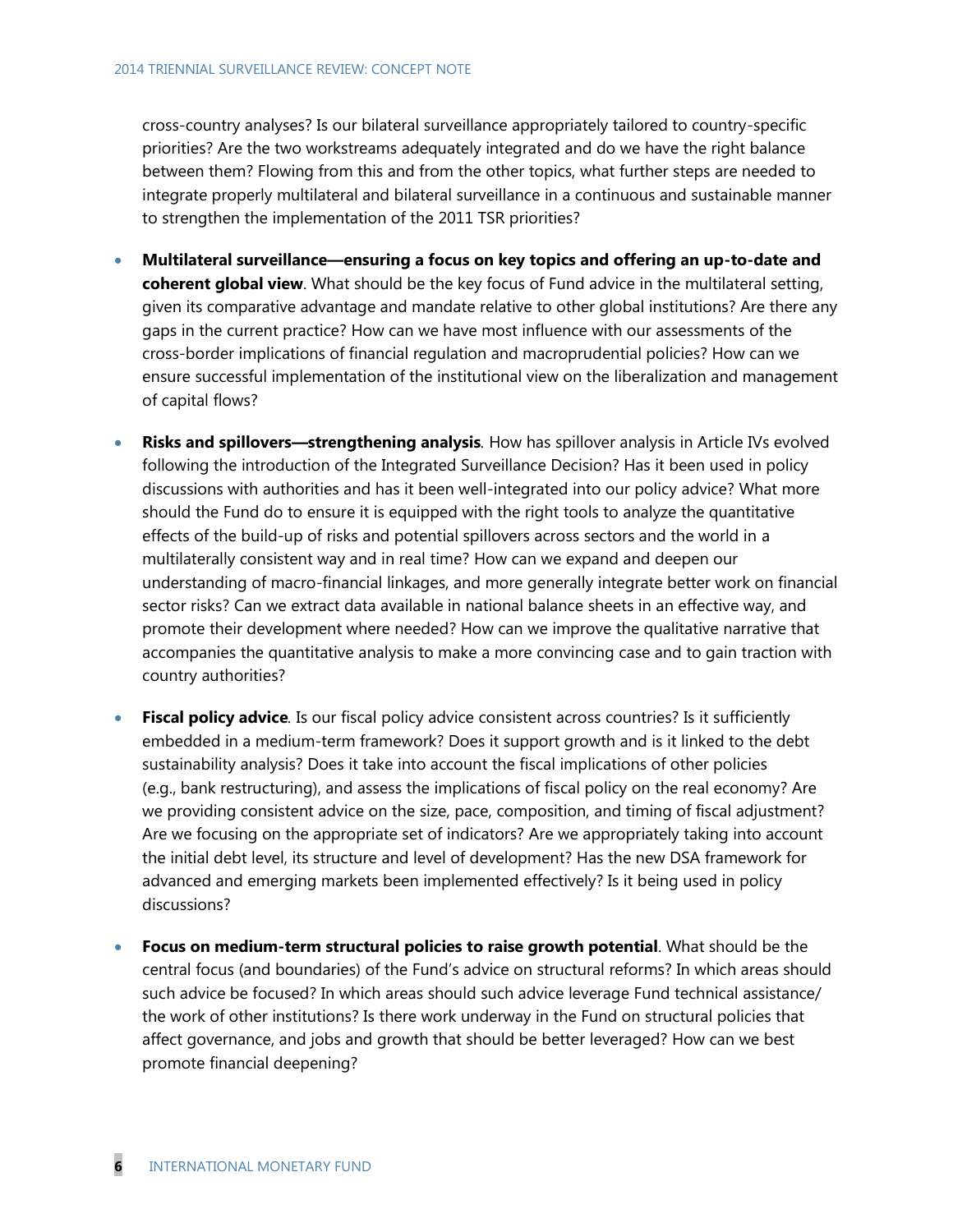cross-country analyses? Is our bilateral surveillance appropriately tailored to country-specific priorities? Are the two workstreams adequately integrated and do we have the right balance between them? Flowing from this and from the other topics, what further steps are needed to integrate properly multilateral and bilateral surveillance in a continuous and sustainable manner to strengthen the implementation of the 2011 TSR priorities?

- **Multilateral surveillance—ensuring a focus on key topics and offering an up-to-date and coherent global view**. What should be the key focus of Fund advice in the multilateral setting, given its comparative advantage and mandate relative to other global institutions? Are there any gaps in the current practice? How can we have most influence with our assessments of the cross-border implications of financial regulation and macroprudential policies? How can we ensure successful implementation of the institutional view on the liberalization and management of capital flows?

- **Risks and spillovers—strengthening analysis**. How has spillover analysis in Article IVs evolved following the introduction of the Integrated Surveillance Decision? Has it been used in policy discussions with authorities and has it been well-integrated into our policy advice? What more should the Fund do to ensure it is equipped with the right tools to analyze the quantitative effects of the build-up of risks and potential spillovers across sectors and the world in a multilaterally consistent way and in real time? How can we expand and deepen our understanding of macro-financial linkages, and more generally integrate better work on financial sector risks? Can we extract data available in national balance sheets in an effective way, and promote their development where needed? How can we improve the qualitative narrative that accompanies the quantitative analysis to make a more convincing case and to gain traction with country authorities?

- **Fiscal policy advice**. Is our fiscal policy advice consistent across countries? Is it sufficiently embedded in a medium-term framework? Does it support growth and is it linked to the debt sustainability analysis? Does it take into account the fiscal implications of other policies (e.g., bank restructuring), and assess the implications of fiscal policy on the real economy? Are we providing consistent advice on the size, pace, composition, and timing of fiscal adjustment? Are we focusing on the appropriate set of indicators? Are we appropriately taking into account the initial debt level, its structure and level of development? Has the new DSA framework for advanced and emerging markets been implemented effectively? Is it being used in policy discussions?

- **Focus on medium-term structural policies to raise growth potential**. What should be the central focus (and boundaries) of the Fund's advice on structural reforms? In which areas should such advice be focused? In which areas should such advice leverage Fund technical assistance/ the work of other institutions? Is there work underway in the Fund on structural policies that affect governance, and jobs and growth that should be better leveraged? How can we best promote financial deepening?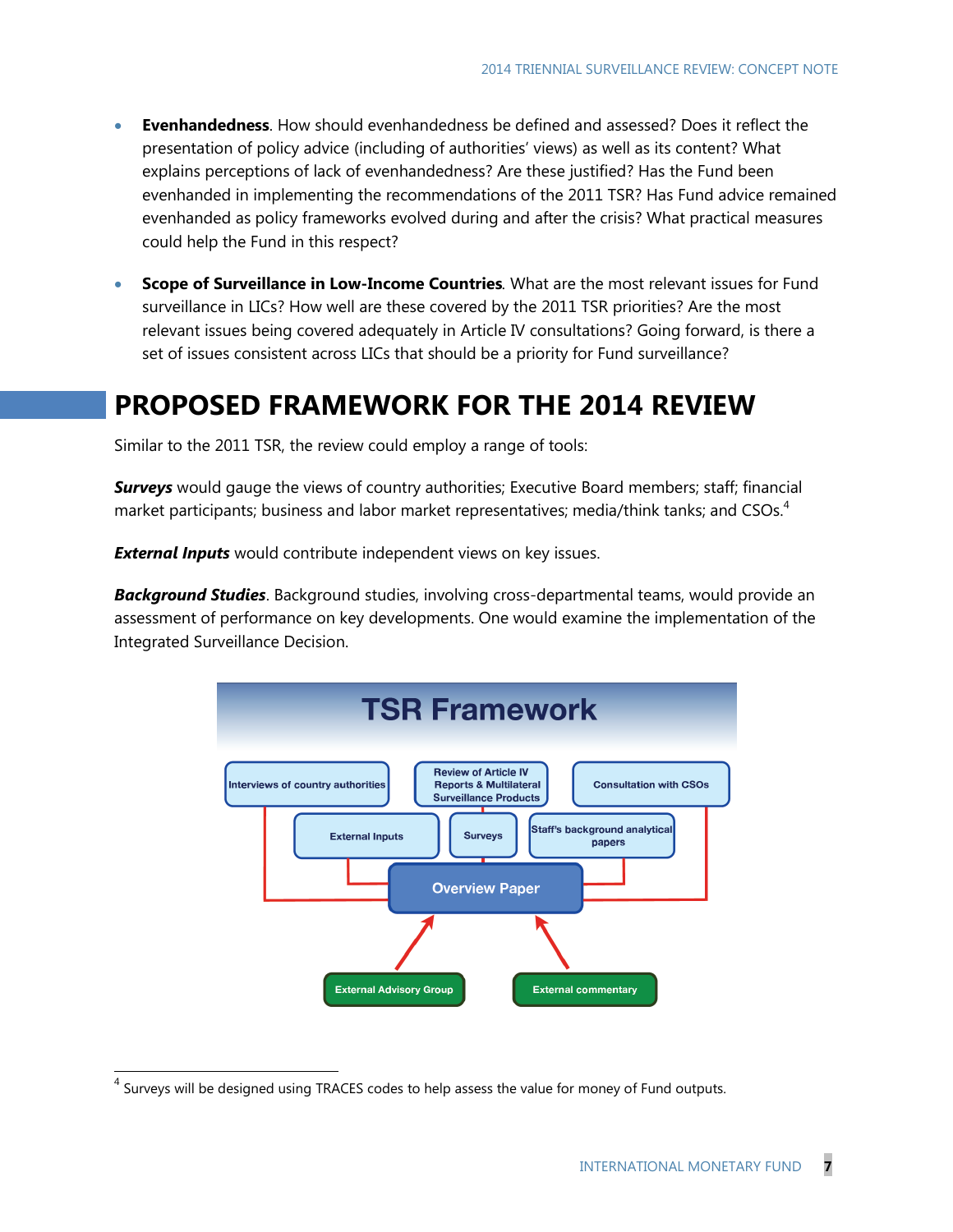- **Evenhandedness**. How should evenhandedness be defined and assessed? Does it reflect the presentation of policy advice (including of authorities' views) as well as its content? What explains perceptions of lack of evenhandedness? Are these justified? Has the Fund been evenhanded in implementing the recommendations of the 2011 TSR? Has Fund advice remained evenhanded as policy frameworks evolved during and after the crisis? What practical measures could help the Fund in this respect?

- **Scope of Surveillance in Low-Income Countries**. What are the most relevant issues for Fund surveillance in LICs? How well are these covered by the 2011 TSR priorities? Are the most relevant issues being covered adequately in Article IV consultations? Going forward, is there a set of issues consistent across LICs that should be a priority for Fund surveillance?

# PROPOSED FRAMEWORK FOR THE 2014 REVIEW

Similar to the 2011 TSR, the review could employ a range of tools:

***Surveys*** would gauge the views of country authorities; Executive Board members; staff; financial market participants; business and labor market representatives; media/think tanks; and CSOs.[4]

***External Inputs*** would contribute independent views on key issues.

***Background Studies***. Background studies, involving cross-departmental teams, would provide an assessment of performance on key developments. One would examine the implementation of the Integrated Surveillance Decision.

**TSR Framework**

Interviews of country authorities | Review of Article IV Reports & Multilateral Surveillance Products | Consultation with CSOs

External Inputs | Surveys | Staff's background analytical papers

Overview Paper

External Advisory Group | External commentary

[4] Surveys will be designed using TRACES codes to help assess the value for money of Fund outputs.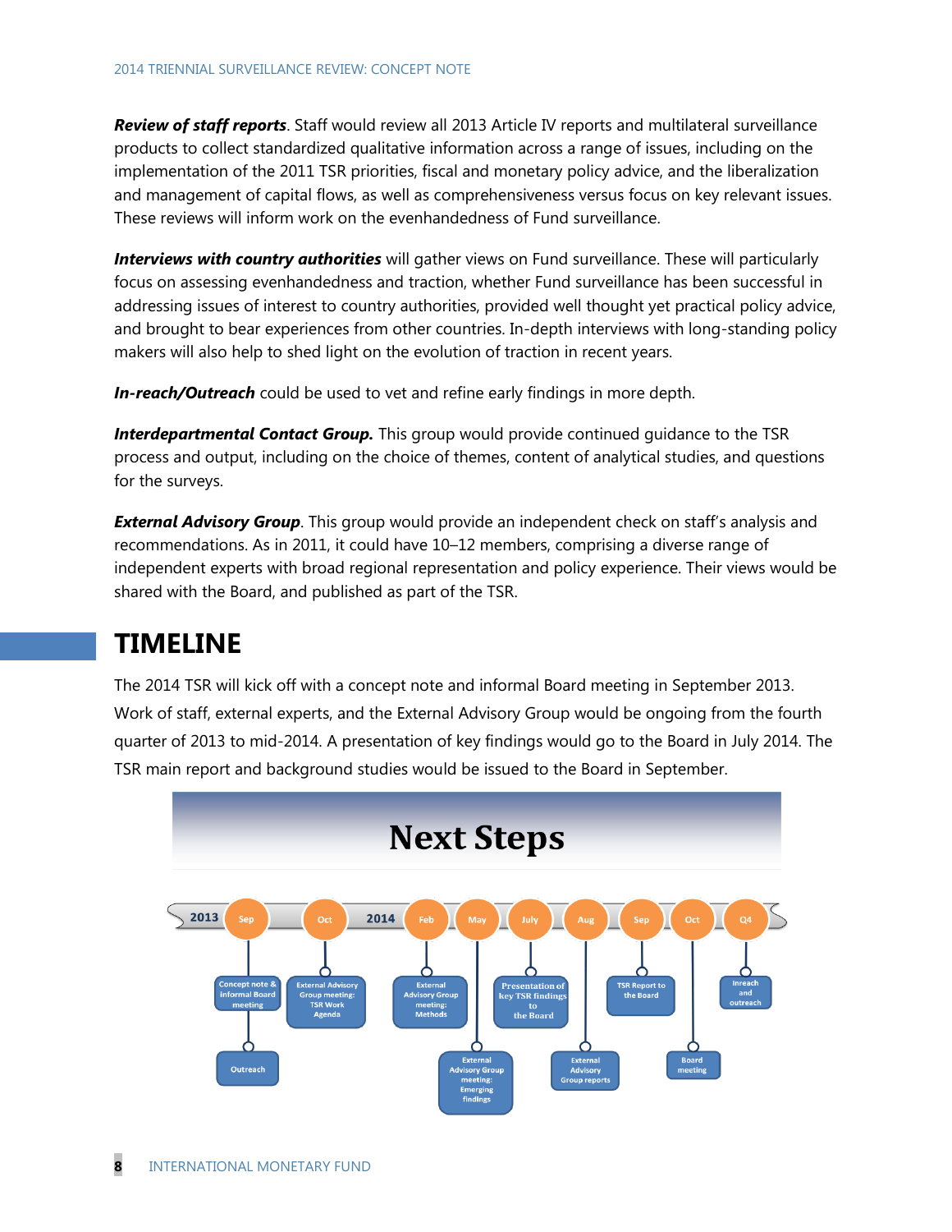***Review of staff reports***. Staff would review all 2013 Article IV reports and multilateral surveillance products to collect standardized qualitative information across a range of issues, including on the implementation of the 2011 TSR priorities, fiscal and monetary policy advice, and the liberalization and management of capital flows, as well as comprehensiveness versus focus on key relevant issues. These reviews will inform work on the evenhandedness of Fund surveillance.

***Interviews with country authorities*** will gather views on Fund surveillance. These will particularly focus on assessing evenhandedness and traction, whether Fund surveillance has been successful in addressing issues of interest to country authorities, provided well thought yet practical policy advice, and brought to bear experiences from other countries. In-depth interviews with long-standing policy makers will also help to shed light on the evolution of traction in recent years.

***In-reach/Outreach*** could be used to vet and refine early findings in more depth.

***Interdepartmental Contact Group.*** This group would provide continued guidance to the TSR process and output, including on the choice of themes, content of analytical studies, and questions for the surveys.

***External Advisory Group***. This group would provide an independent check on staff's analysis and recommendations. As in 2011, it could have 10–12 members, comprising a diverse range of independent experts with broad regional representation and policy experience. Their views would be shared with the Board, and published as part of the TSR.

# TIMELINE

The 2014 TSR will kick off with a concept note and informal Board meeting in September 2013. Work of staff, external experts, and the External Advisory Group would be ongoing from the fourth quarter of 2013 to mid-2014. A presentation of key findings would go to the Board in July 2014. The TSR main report and background studies would be issued to the Board in September.

**Next Steps**

| Year | Month | Steps |
|---|---|---|
| 2013 | Sep | Concept note & informal Board meeting; Outreach |
| 2013 | Oct | External Advisory Group meeting: TSR Work Agenda |
| 2014 | Feb | External Advisory Group meeting: Methods |
| 2014 | May | External Advisory Group meeting: Emerging findings |
| 2014 | July | Presentation of key TSR findings to the Board |
| 2014 | Aug | External Advisory Group reports |
| 2014 | Sep | TSR Report to the Board |
| 2014 | Oct | Board meeting |
| 2014 | Q4 | Inreach and outreach |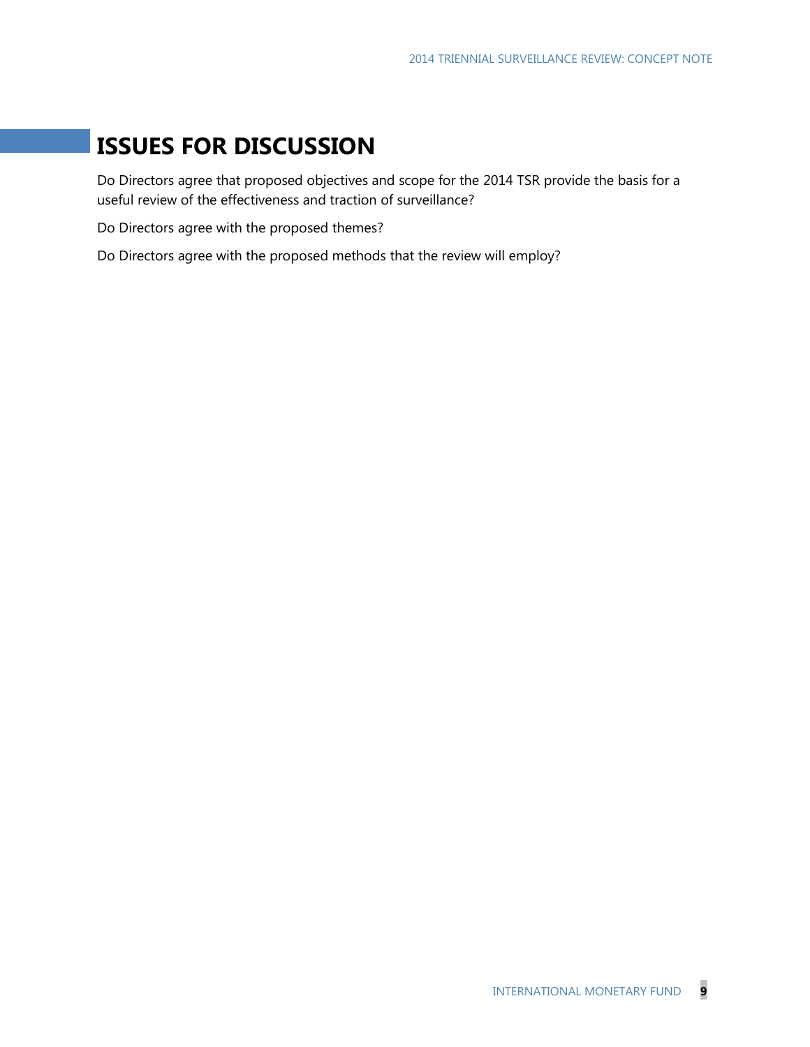# ISSUES FOR DISCUSSION

Do Directors agree that proposed objectives and scope for the 2014 TSR provide the basis for a useful review of the effectiveness and traction of surveillance?

Do Directors agree with the proposed themes?

Do Directors agree with the proposed methods that the review will employ?